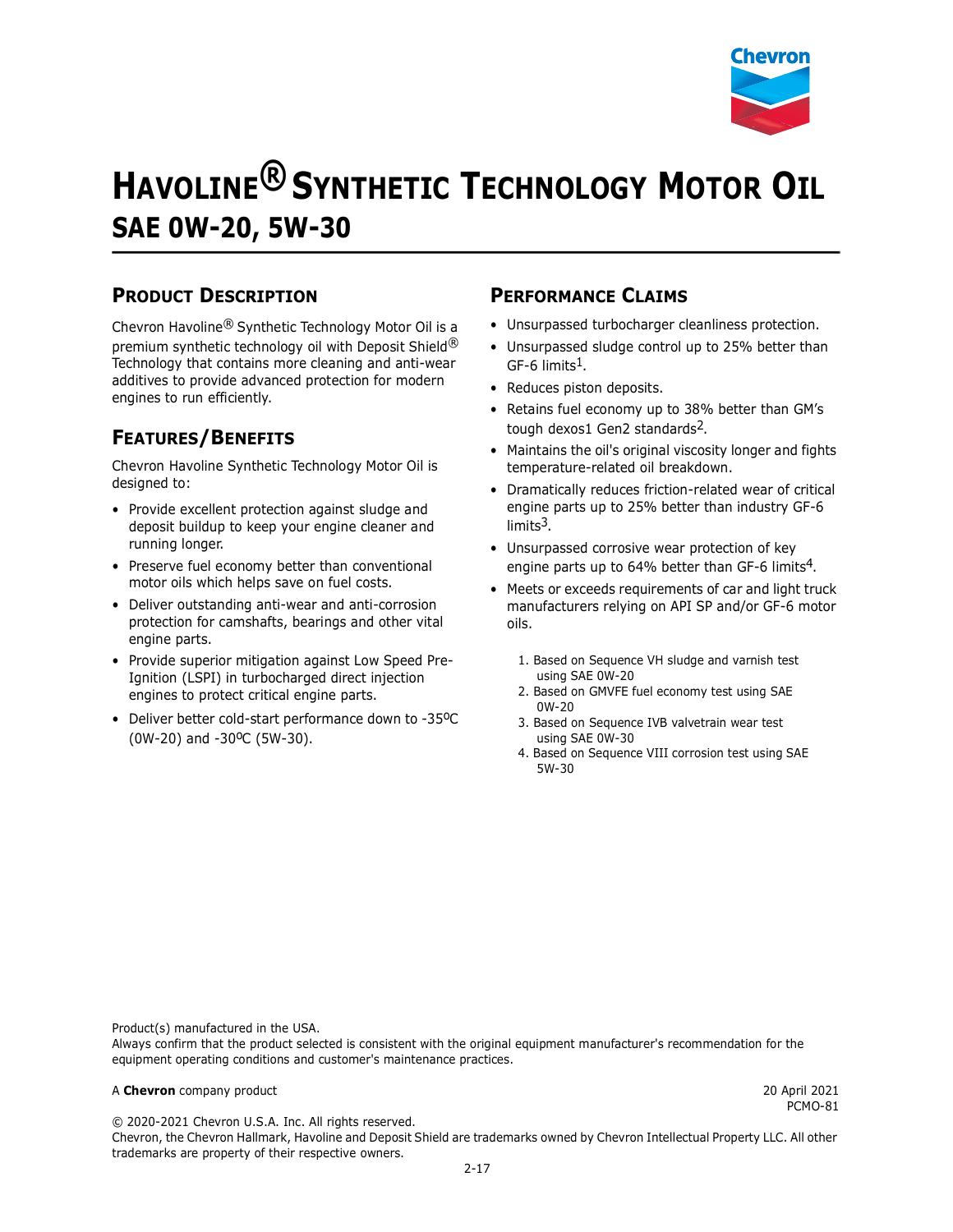# HAVOLINE® SYNTHETIC TECHNOLOGY MOTOR OIL

## SAE 0W-20, 5W-30

### PRODUCT DESCRIPTION

Chevron Havoline® Synthetic Technology Motor Oil is a premium synthetic technology oil with Deposit Shield® Technology that contains more cleaning and anti-wear additives to provide advanced protection for modern engines to run efficiently.

### FEATURES/BENEFITS

Chevron Havoline Synthetic Technology Motor Oil is designed to:

- Provide excellent protection against sludge and deposit buildup to keep your engine cleaner and running longer.
- Preserve fuel economy better than conventional motor oils which helps save on fuel costs.
- Deliver outstanding anti-wear and anti-corrosion protection for camshafts, bearings and other vital engine parts.
- Provide superior mitigation against Low Speed Pre-Ignition (LSPI) in turbocharged direct injection engines to protect critical engine parts.
- Deliver better cold-start performance down to -35ºC (0W-20) and -30ºC (5W-30).

### PERFORMANCE CLAIMS

- Unsurpassed turbocharger cleanliness protection.
- Unsurpassed sludge control up to 25% better than GF-6 limits[1].
- Reduces piston deposits.
- Retains fuel economy up to 38% better than GM's tough dexos1 Gen2 standards[2].
- Maintains the oil's original viscosity longer and fights temperature-related oil breakdown.
- Dramatically reduces friction-related wear of critical engine parts up to 25% better than industry GF-6 limits[3].
- Unsurpassed corrosive wear protection of key engine parts up to 64% better than GF-6 limits[4].
- Meets or exceeds requirements of car and light truck manufacturers relying on API SP and/or GF-6 motor oils.

1. Based on Sequence VH sludge and varnish test using SAE 0W-20
2. Based on GMVFE fuel economy test using SAE 0W-20
3. Based on Sequence IVB valvetrain wear test using SAE 0W-30
4. Based on Sequence VIII corrosion test using SAE 5W-30

Product(s) manufactured in the USA.
Always confirm that the product selected is consistent with the original equipment manufacturer's recommendation for the equipment operating conditions and customer's maintenance practices.

A **Chevron** company product

20 April 2021
PCMO-81

© 2020-2021 Chevron U.S.A. Inc. All rights reserved.
Chevron, the Chevron Hallmark, Havoline and Deposit Shield are trademarks owned by Chevron Intellectual Property LLC. All other trademarks are property of their respective owners.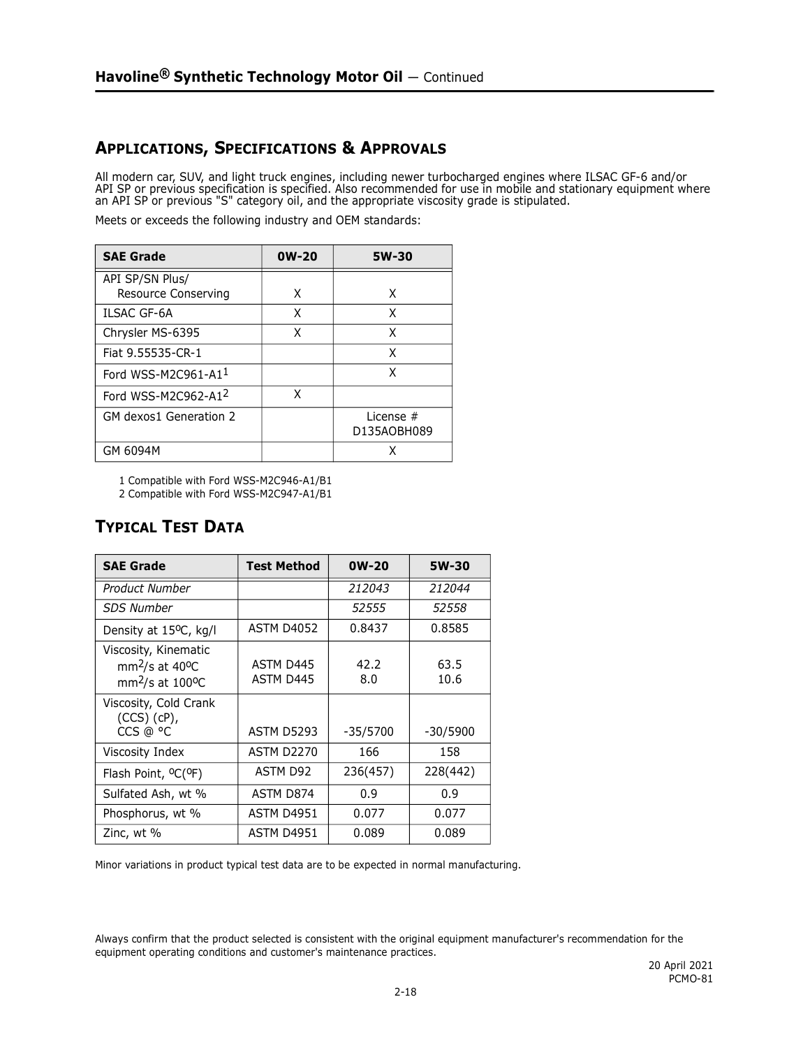## APPLICATIONS, SPECIFICATIONS & APPROVALS

All modern car, SUV, and light truck engines, including newer turbocharged engines where ILSAC GF-6 and/or API SP or previous specification is specified. Also recommended for use in mobile and stationary equipment where an API SP or previous "S" category oil, and the appropriate viscosity grade is stipulated.

Meets or exceeds the following industry and OEM standards:

| SAE Grade | 0W-20 | 5W-30 |
|---|---|---|
| API SP/SN Plus/ Resource Conserving | X | X |
| ILSAC GF-6A | X | X |
| Chrysler MS-6395 | X | X |
| Fiat 9.55535-CR-1 | | X |
| Ford WSS-M2C961-A1[1] | | X |
| Ford WSS-M2C962-A1[2] | X | |
| GM dexos1 Generation 2 | | License # D135AOBH089 |
| GM 6094M | | X |

1 Compatible with Ford WSS-M2C946-A1/B1
2 Compatible with Ford WSS-M2C947-A1/B1

## TYPICAL TEST DATA

| SAE Grade | Test Method | 0W-20 | 5W-30 |
|---|---|---|---|
| *Product Number* | | *212043* | *212044* |
| *SDS Number* | | *52555* | *52558* |
| Density at 15ºC, kg/l | ASTM D4052 | 0.8437 | 0.8585 |
| Viscosity, Kinematic<br>$mm^2/s$ at 40ºC<br>$mm^2/s$ at 100ºC | <br>ASTM D445<br>ASTM D445 | <br>42.2<br>8.0 | <br>63.5<br>10.6 |
| Viscosity, Cold Crank (CCS) (cP), CCS @ °C | ASTM D5293 | -35/5700 | -30/5900 |
| Viscosity Index | ASTM D2270 | 166 | 158 |
| Flash Point, ºC(ºF) | ASTM D92 | 236(457) | 228(442) |
| Sulfated Ash, wt % | ASTM D874 | 0.9 | 0.9 |
| Phosphorus, wt % | ASTM D4951 | 0.077 | 0.077 |
| Zinc, wt % | ASTM D4951 | 0.089 | 0.089 |

Minor variations in product typical test data are to be expected in normal manufacturing.

Always confirm that the product selected is consistent with the original equipment manufacturer's recommendation for the equipment operating conditions and customer's maintenance practices.

20 April 2021
PCMO-81